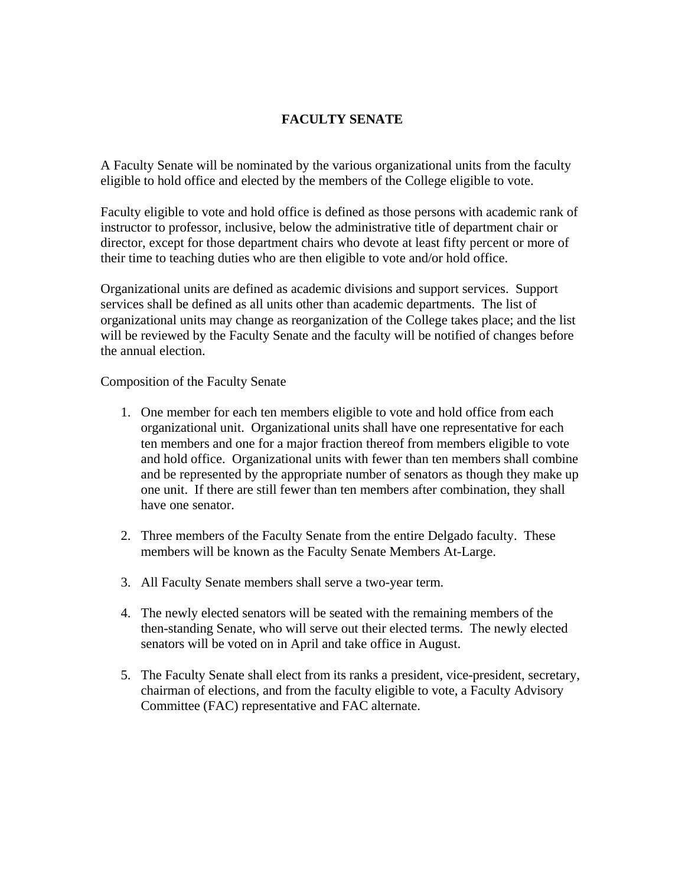# FACULTY SENATE

A Faculty Senate will be nominated by the various organizational units from the faculty eligible to hold office and elected by the members of the College eligible to vote.

Faculty eligible to vote and hold office is defined as those persons with academic rank of instructor to professor, inclusive, below the administrative title of department chair or director, except for those department chairs who devote at least fifty percent or more of their time to teaching duties who are then eligible to vote and/or hold office.

Organizational units are defined as academic divisions and support services. Support services shall be defined as all units other than academic departments. The list of organizational units may change as reorganization of the College takes place; and the list will be reviewed by the Faculty Senate and the faculty will be notified of changes before the annual election.

Composition of the Faculty Senate

1. One member for each ten members eligible to vote and hold office from each organizational unit. Organizational units shall have one representative for each ten members and one for a major fraction thereof from members eligible to vote and hold office. Organizational units with fewer than ten members shall combine and be represented by the appropriate number of senators as though they make up one unit. If there are still fewer than ten members after combination, they shall have one senator.

2. Three members of the Faculty Senate from the entire Delgado faculty. These members will be known as the Faculty Senate Members At-Large.

3. All Faculty Senate members shall serve a two-year term.

4. The newly elected senators will be seated with the remaining members of the then-standing Senate, who will serve out their elected terms. The newly elected senators will be voted on in April and take office in August.

5. The Faculty Senate shall elect from its ranks a president, vice-president, secretary, chairman of elections, and from the faculty eligible to vote, a Faculty Advisory Committee (FAC) representative and FAC alternate.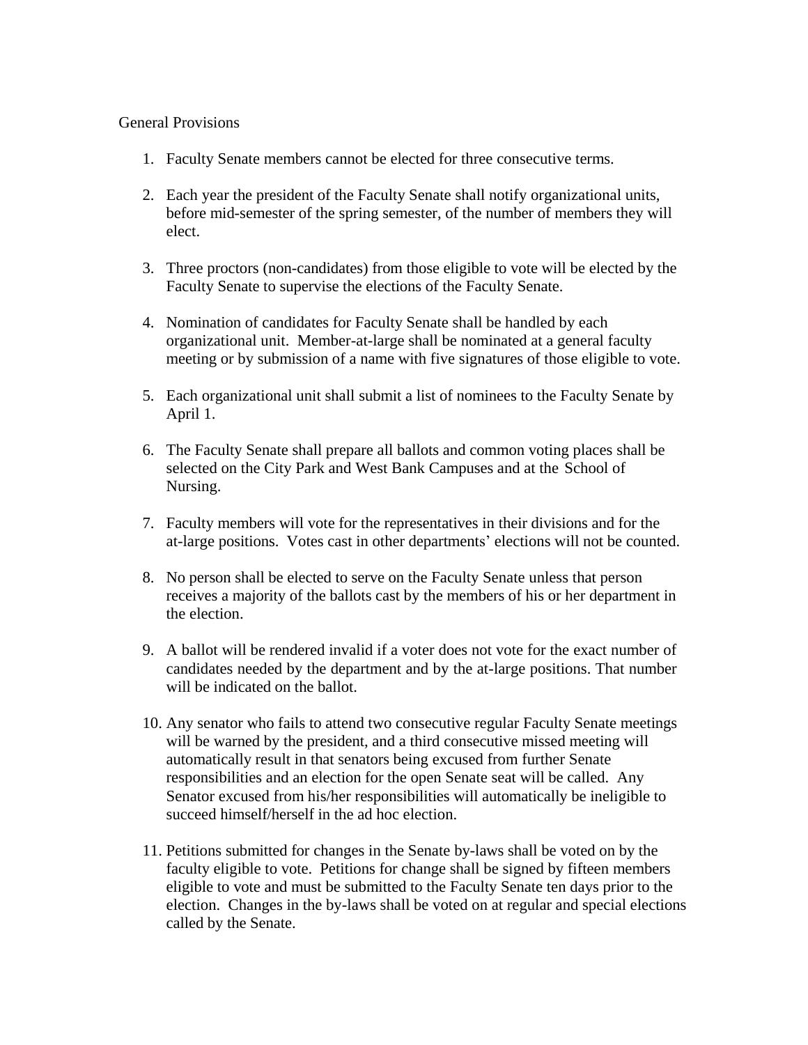General Provisions

1. Faculty Senate members cannot be elected for three consecutive terms.

2. Each year the president of the Faculty Senate shall notify organizational units, before mid-semester of the spring semester, of the number of members they will elect.

3. Three proctors (non-candidates) from those eligible to vote will be elected by the Faculty Senate to supervise the elections of the Faculty Senate.

4. Nomination of candidates for Faculty Senate shall be handled by each organizational unit. Member-at-large shall be nominated at a general faculty meeting or by submission of a name with five signatures of those eligible to vote.

5. Each organizational unit shall submit a list of nominees to the Faculty Senate by April 1.

6. The Faculty Senate shall prepare all ballots and common voting places shall be selected on the City Park and West Bank Campuses and at the School of Nursing.

7. Faculty members will vote for the representatives in their divisions and for the at-large positions. Votes cast in other departments' elections will not be counted.

8. No person shall be elected to serve on the Faculty Senate unless that person receives a majority of the ballots cast by the members of his or her department in the election.

9. A ballot will be rendered invalid if a voter does not vote for the exact number of candidates needed by the department and by the at-large positions. That number will be indicated on the ballot.

10. Any senator who fails to attend two consecutive regular Faculty Senate meetings will be warned by the president, and a third consecutive missed meeting will automatically result in that senators being excused from further Senate responsibilities and an election for the open Senate seat will be called. Any Senator excused from his/her responsibilities will automatically be ineligible to succeed himself/herself in the ad hoc election.

11. Petitions submitted for changes in the Senate by-laws shall be voted on by the faculty eligible to vote. Petitions for change shall be signed by fifteen members eligible to vote and must be submitted to the Faculty Senate ten days prior to the election. Changes in the by-laws shall be voted on at regular and special elections called by the Senate.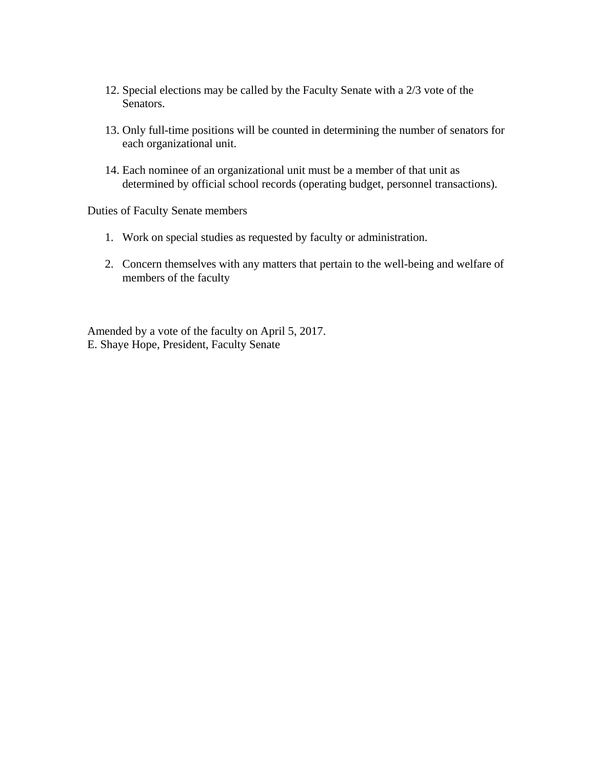12. Special elections may be called by the Faculty Senate with a 2/3 vote of the Senators.

13. Only full-time positions will be counted in determining the number of senators for each organizational unit.

14. Each nominee of an organizational unit must be a member of that unit as determined by official school records (operating budget, personnel transactions).

Duties of Faculty Senate members

1. Work on special studies as requested by faculty or administration.

2. Concern themselves with any matters that pertain to the well-being and welfare of members of the faculty

Amended by a vote of the faculty on April 5, 2017.
E. Shaye Hope, President, Faculty Senate